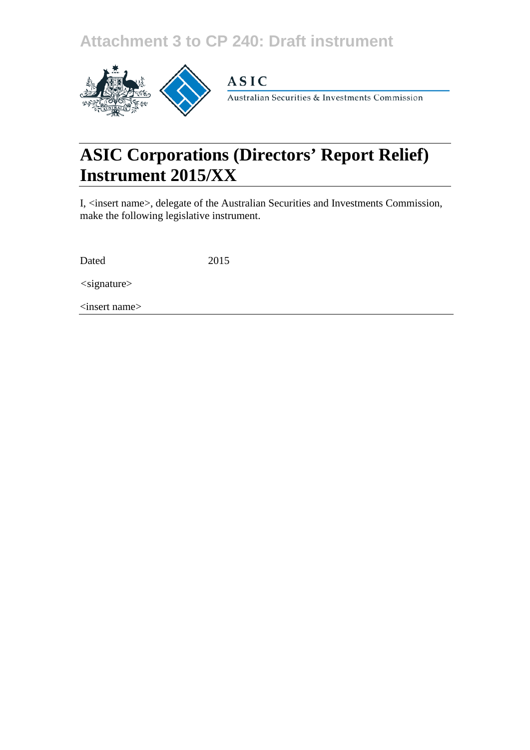Attachment 3 to CP 240: Draft instrument

ASIC

Australian Securities & Investments Commission

# ASIC Corporations (Directors' Report Relief) Instrument 2015/XX

I, <insert name>, delegate of the Australian Securities and Investments Commission, make the following legislative instrument.

Dated 2015

<signature>

<insert name>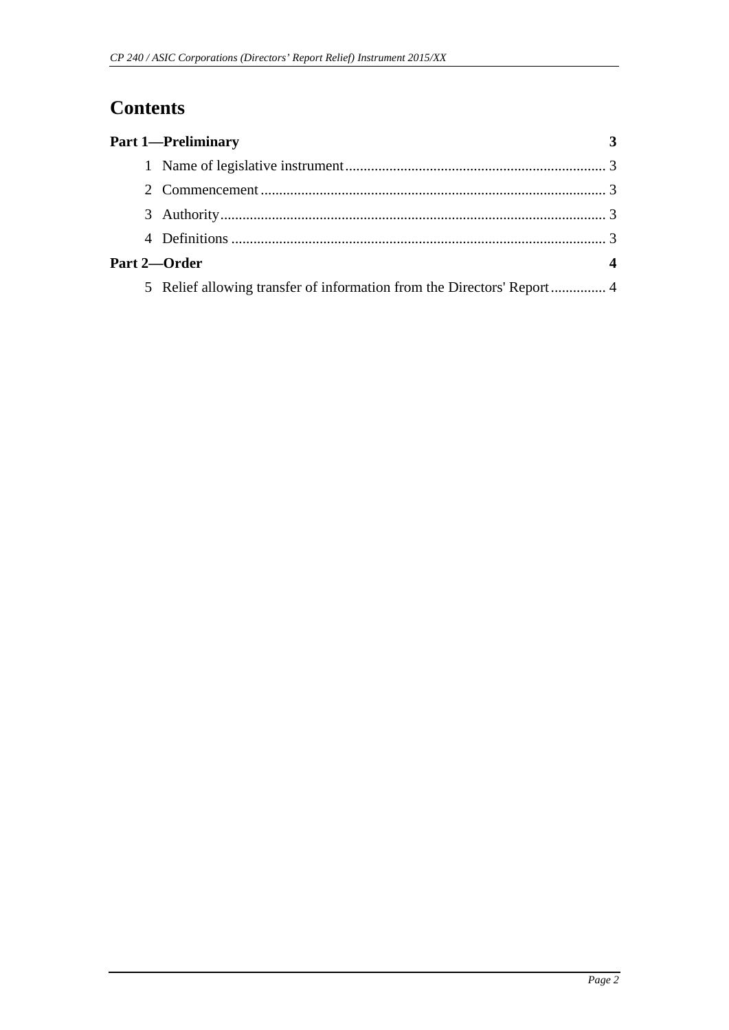# Contents

**Part 1—Preliminary** **3**

1 Name of legislative instrument ........................................................................ 3

2 Commencement ............................................................................................. 3

3 Authority ........................................................................................................ 3

4 Definitions ..................................................................................................... 3

**Part 2—Order** **4**

5 Relief allowing transfer of information from the Directors' Report ............... 4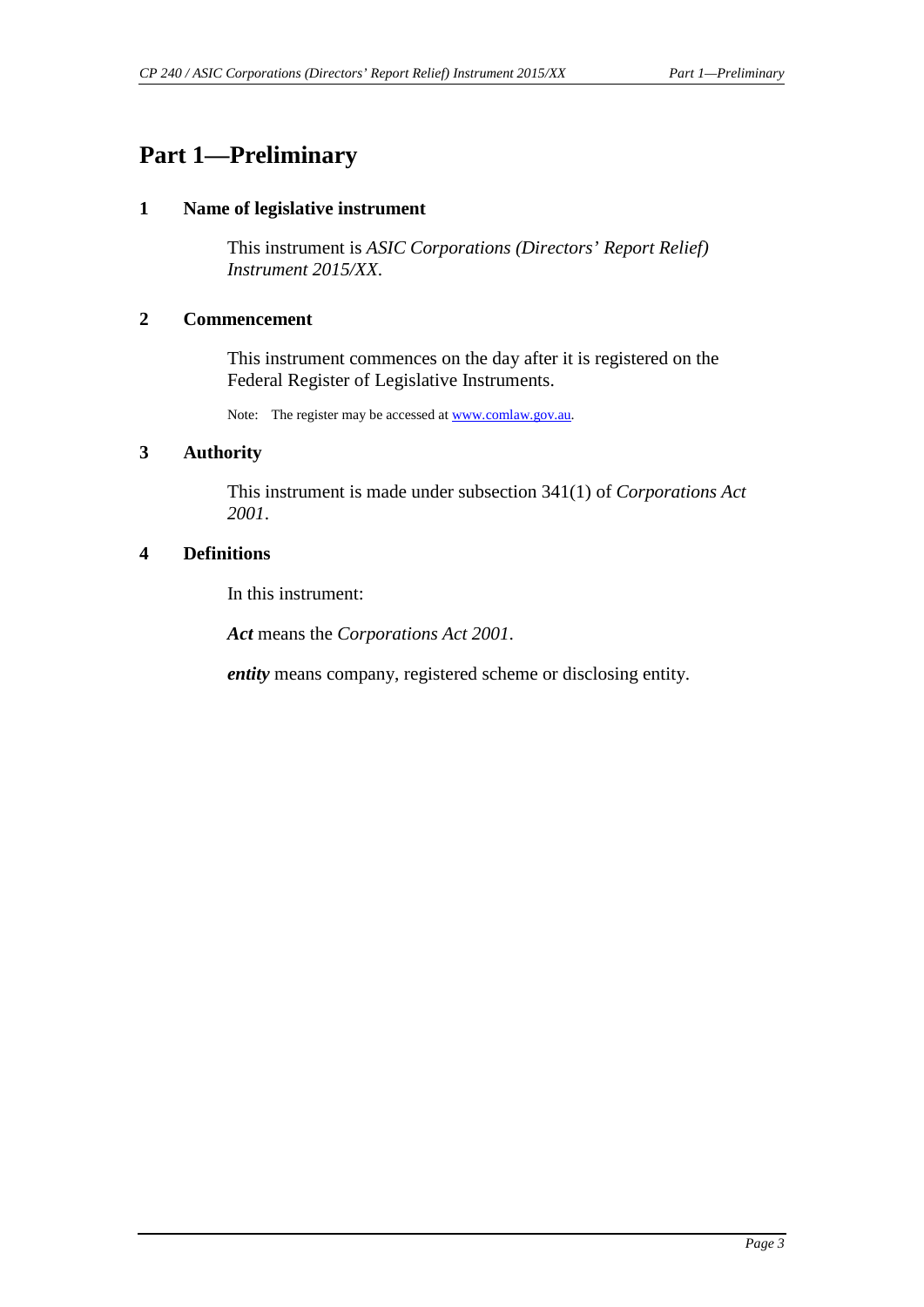# Part 1—Preliminary

## 1 Name of legislative instrument

This instrument is *ASIC Corporations (Directors' Report Relief) Instrument 2015/XX*.

## 2 Commencement

This instrument commences on the day after it is registered on the Federal Register of Legislative Instruments.

Note: The register may be accessed at www.comlaw.gov.au.

## 3 Authority

This instrument is made under subsection 341(1) of *Corporations Act 2001*.

## 4 Definitions

In this instrument:

***Act*** means the *Corporations Act 2001*.

***entity*** means company, registered scheme or disclosing entity.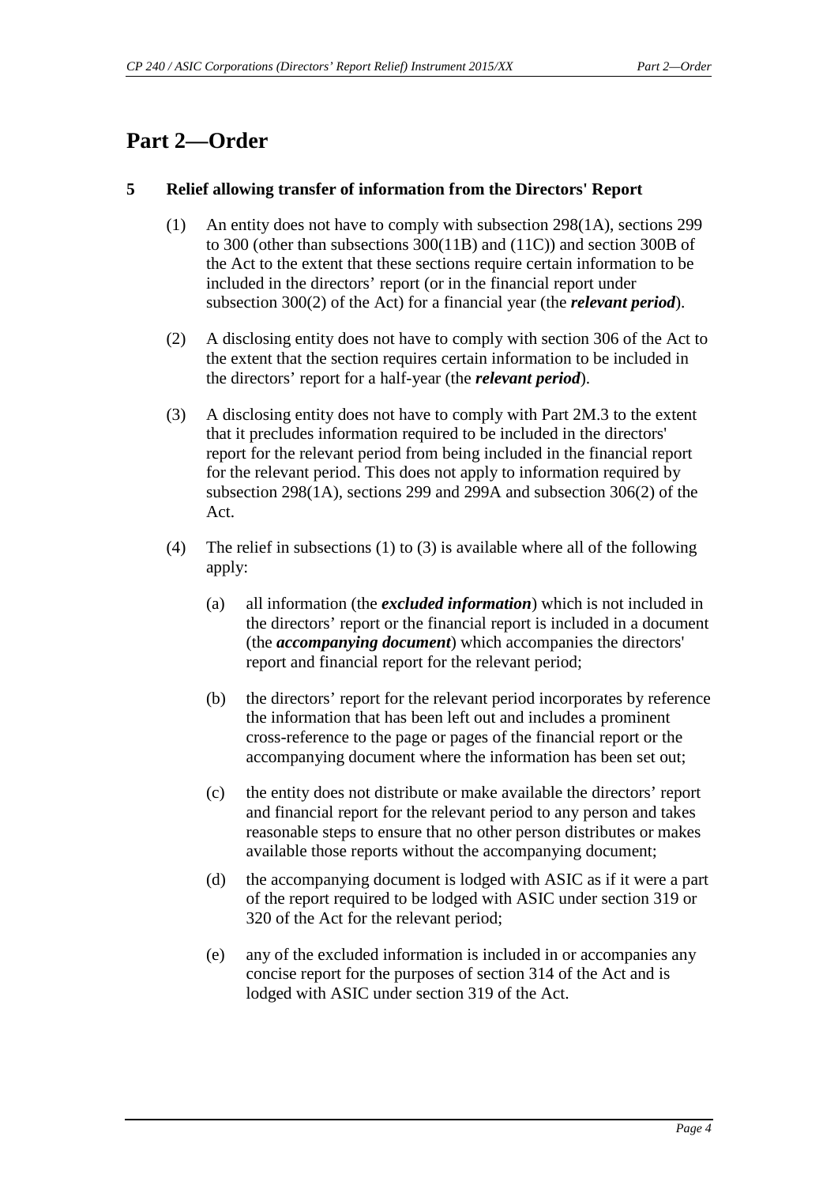# Part 2—Order

## 5 Relief allowing transfer of information from the Directors' Report

(1) An entity does not have to comply with subsection 298(1A), sections 299 to 300 (other than subsections 300(11B) and (11C)) and section 300B of the Act to the extent that these sections require certain information to be included in the directors' report (or in the financial report under subsection 300(2) of the Act) for a financial year (the ***relevant period***).

(2) A disclosing entity does not have to comply with section 306 of the Act to the extent that the section requires certain information to be included in the directors' report for a half-year (the ***relevant period***).

(3) A disclosing entity does not have to comply with Part 2M.3 to the extent that it precludes information required to be included in the directors' report for the relevant period from being included in the financial report for the relevant period. This does not apply to information required by subsection 298(1A), sections 299 and 299A and subsection 306(2) of the Act.

(4) The relief in subsections (1) to (3) is available where all of the following apply:

(a) all information (the ***excluded information***) which is not included in the directors' report or the financial report is included in a document (the ***accompanying document***) which accompanies the directors' report and financial report for the relevant period;

(b) the directors' report for the relevant period incorporates by reference the information that has been left out and includes a prominent cross-reference to the page or pages of the financial report or the accompanying document where the information has been set out;

(c) the entity does not distribute or make available the directors' report and financial report for the relevant period to any person and takes reasonable steps to ensure that no other person distributes or makes available those reports without the accompanying document;

(d) the accompanying document is lodged with ASIC as if it were a part of the report required to be lodged with ASIC under section 319 or 320 of the Act for the relevant period;

(e) any of the excluded information is included in or accompanies any concise report for the purposes of section 314 of the Act and is lodged with ASIC under section 319 of the Act.